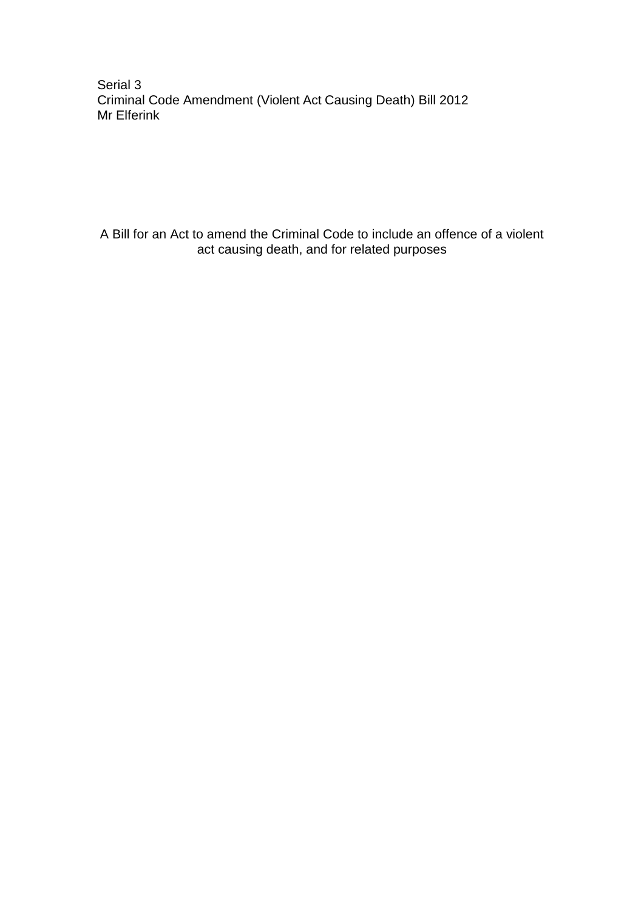Serial 3
Criminal Code Amendment (Violent Act Causing Death) Bill 2012
Mr Elferink

A Bill for an Act to amend the Criminal Code to include an offence of a violent act causing death, and for related purposes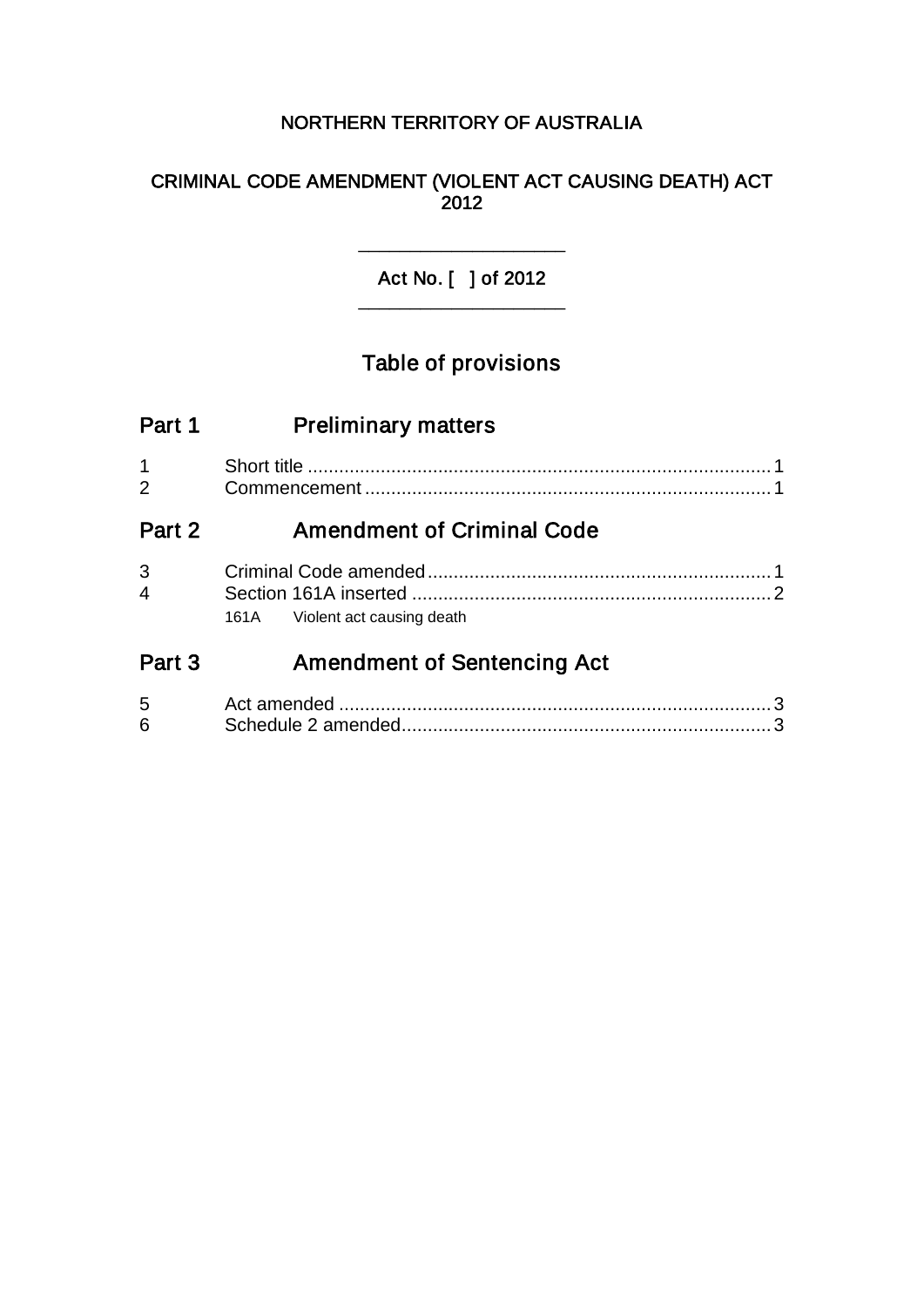NORTHERN TERRITORY OF AUSTRALIA

# CRIMINAL CODE AMENDMENT (VIOLENT ACT CAUSING DEATH) ACT 2012

---

Act No. [ ] of 2012

---

## Table of provisions

### Part 1 Preliminary matters

1 Short title ........................................................................................ 1
2 Commencement ............................................................................. 1

### Part 2 Amendment of Criminal Code

3 Criminal Code amended ................................................................. 1
4 Section 161A inserted .................................................................... 2
161A Violent act causing death

### Part 3 Amendment of Sentencing Act

5 Act amended .................................................................................. 3
6 Schedule 2 amended...................................................................... 3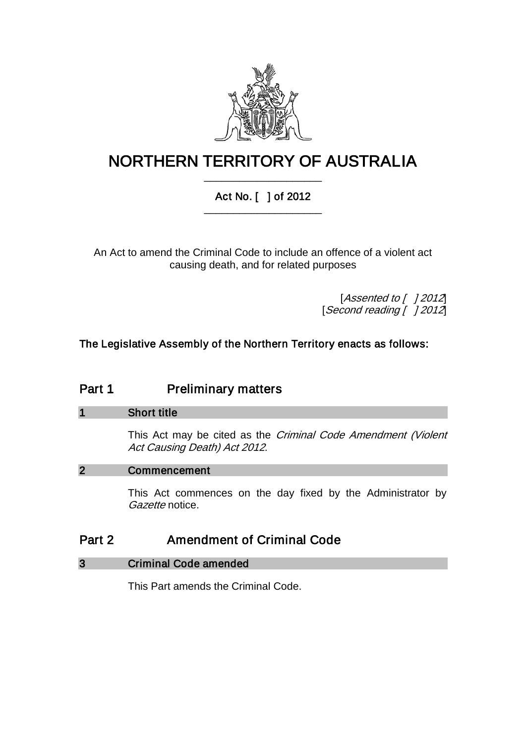# NORTHERN TERRITORY OF AUSTRALIA

## Act No. [ ] of 2012

An Act to amend the Criminal Code to include an offence of a violent act causing death, and for related purposes

[*Assented to [ ] 2012*]
[*Second reading [ ] 2012*]

**The Legislative Assembly of the Northern Territory enacts as follows:**

## Part 1 Preliminary matters

### 1 Short title

This Act may be cited as the *Criminal Code Amendment (Violent Act Causing Death) Act 2012*.

### 2 Commencement

This Act commences on the day fixed by the Administrator by *Gazette* notice.

## Part 2 Amendment of Criminal Code

### 3 Criminal Code amended

This Part amends the Criminal Code.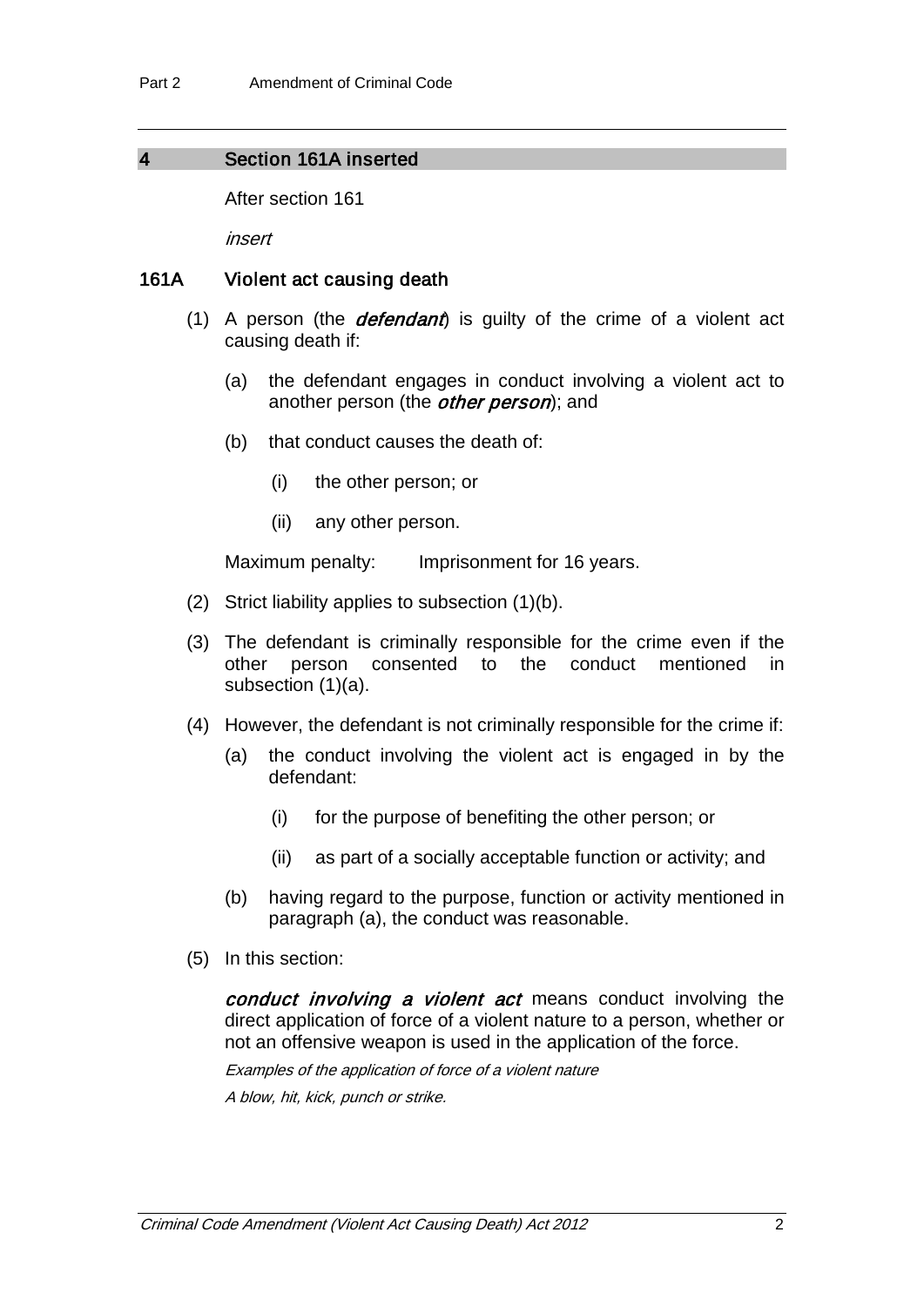## 4 Section 161A inserted

After section 161

*insert*

### 161A Violent act causing death

(1) A person (the ***defendant***) is guilty of the crime of a violent act causing death if:

(a) the defendant engages in conduct involving a violent act to another person (the ***other person***); and

(b) that conduct causes the death of:

(i) the other person; or

(ii) any other person.

Maximum penalty: Imprisonment for 16 years.

(2) Strict liability applies to subsection (1)(b).

(3) The defendant is criminally responsible for the crime even if the other person consented to the conduct mentioned in subsection (1)(a).

(4) However, the defendant is not criminally responsible for the crime if:

(a) the conduct involving the violent act is engaged in by the defendant:

(i) for the purpose of benefiting the other person; or

(ii) as part of a socially acceptable function or activity; and

(b) having regard to the purpose, function or activity mentioned in paragraph (a), the conduct was reasonable.

(5) In this section:

***conduct involving a violent act*** means conduct involving the direct application of force of a violent nature to a person, whether or not an offensive weapon is used in the application of the force.

*Examples of the application of force of a violent nature*

*A blow, hit, kick, punch or strike.*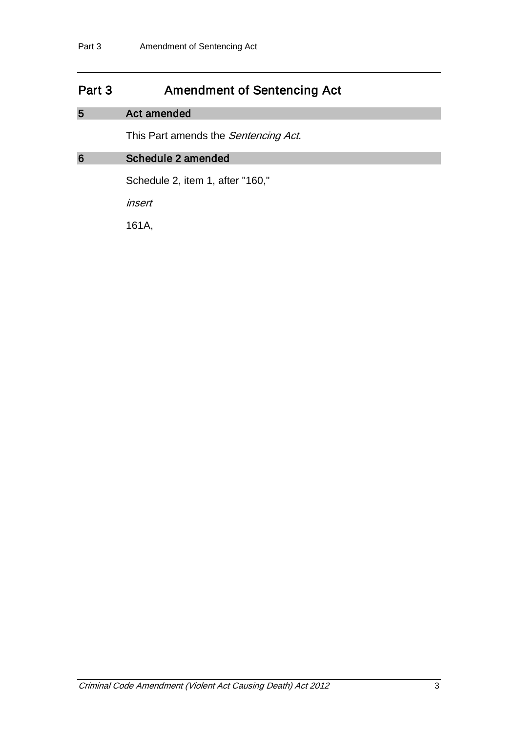# Part 3 Amendment of Sentencing Act

## 5 Act amended

This Part amends the *Sentencing Act*.

## 6 Schedule 2 amended

Schedule 2, item 1, after "160,"

*insert*

161A,